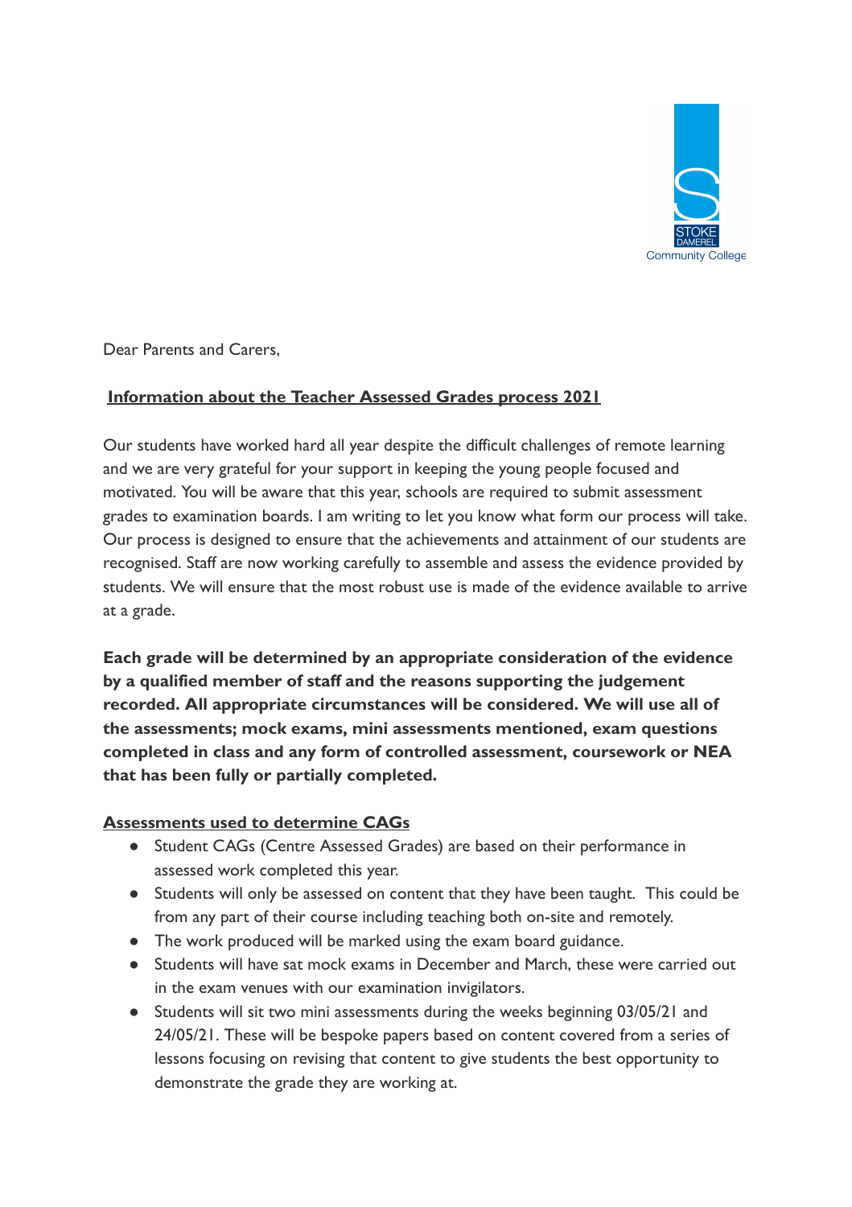Dear Parents and Carers,

**Information about the Teacher Assessed Grades process 2021**

Our students have worked hard all year despite the difficult challenges of remote learning and we are very grateful for your support in keeping the young people focused and motivated. You will be aware that this year, schools are required to submit assessment grades to examination boards. I am writing to let you know what form our process will take. Our process is designed to ensure that the achievements and attainment of our students are recognised. Staff are now working carefully to assemble and assess the evidence provided by students. We will ensure that the most robust use is made of the evidence available to arrive at a grade.

**Each grade will be determined by an appropriate consideration of the evidence by a qualified member of staff and the reasons supporting the judgement recorded. All appropriate circumstances will be considered. We will use all of the assessments; mock exams, mini assessments mentioned, exam questions completed in class and any form of controlled assessment, coursework or NEA that has been fully or partially completed.**

**Assessments used to determine CAGs**

- Student CAGs (Centre Assessed Grades) are based on their performance in assessed work completed this year.
- Students will only be assessed on content that they have been taught. This could be from any part of their course including teaching both on-site and remotely.
- The work produced will be marked using the exam board guidance.
- Students will have sat mock exams in December and March, these were carried out in the exam venues with our examination invigilators.
- Students will sit two mini assessments during the weeks beginning 03/05/21 and 24/05/21. These will be bespoke papers based on content covered from a series of lessons focusing on revising that content to give students the best opportunity to demonstrate the grade they are working at.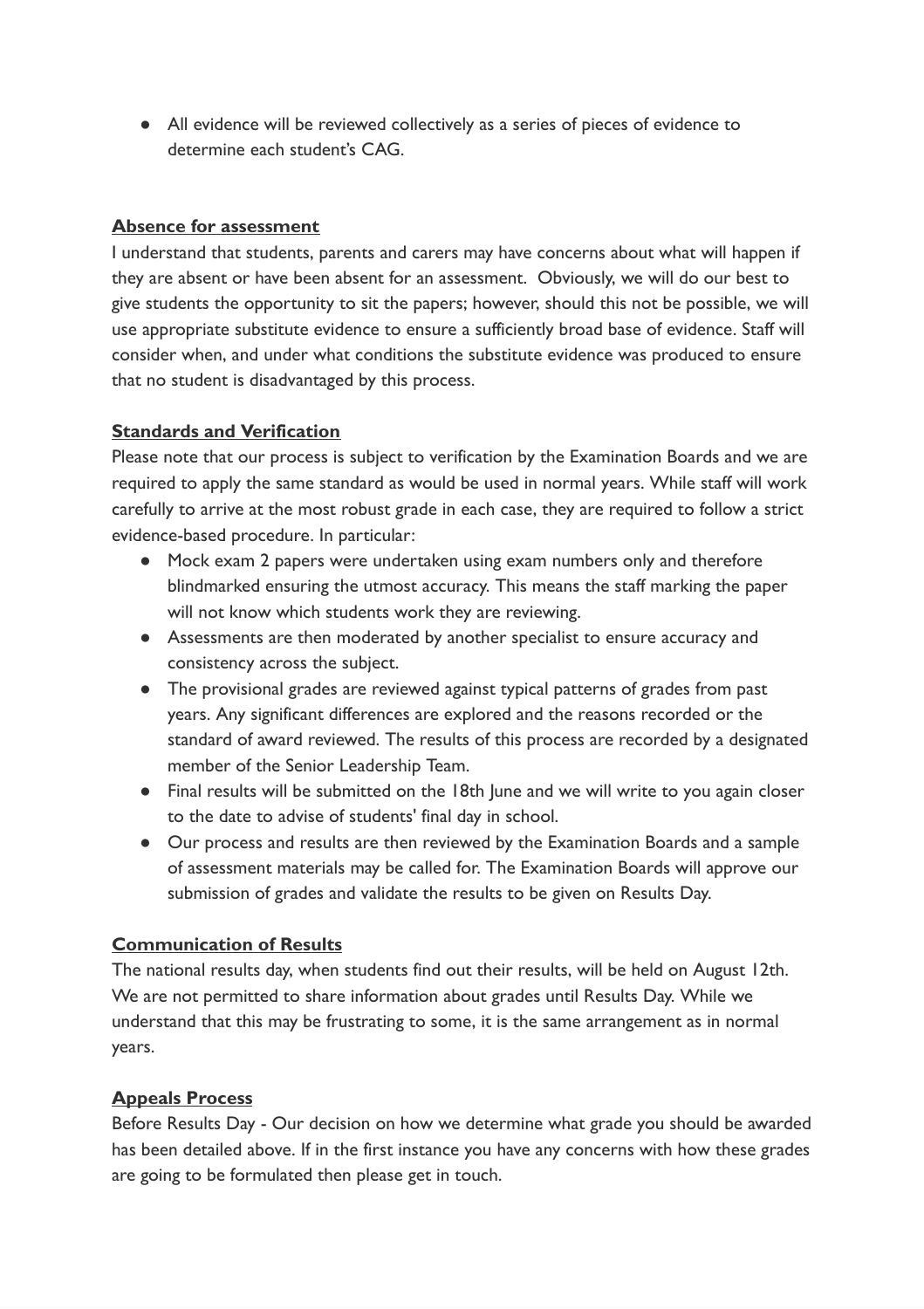- All evidence will be reviewed collectively as a series of pieces of evidence to determine each student's CAG.

## Absence for assessment

I understand that students, parents and carers may have concerns about what will happen if they are absent or have been absent for an assessment. Obviously, we will do our best to give students the opportunity to sit the papers; however, should this not be possible, we will use appropriate substitute evidence to ensure a sufficiently broad base of evidence. Staff will consider when, and under what conditions the substitute evidence was produced to ensure that no student is disadvantaged by this process.

## Standards and Verification

Please note that our process is subject to verification by the Examination Boards and we are required to apply the same standard as would be used in normal years. While staff will work carefully to arrive at the most robust grade in each case, they are required to follow a strict evidence-based procedure. In particular:

- Mock exam 2 papers were undertaken using exam numbers only and therefore blindmarked ensuring the utmost accuracy. This means the staff marking the paper will not know which students work they are reviewing.
- Assessments are then moderated by another specialist to ensure accuracy and consistency across the subject.
- The provisional grades are reviewed against typical patterns of grades from past years. Any significant differences are explored and the reasons recorded or the standard of award reviewed. The results of this process are recorded by a designated member of the Senior Leadership Team.
- Final results will be submitted on the 18th June and we will write to you again closer to the date to advise of students' final day in school.
- Our process and results are then reviewed by the Examination Boards and a sample of assessment materials may be called for. The Examination Boards will approve our submission of grades and validate the results to be given on Results Day.

## Communication of Results

The national results day, when students find out their results, will be held on August 12th. We are not permitted to share information about grades until Results Day. While we understand that this may be frustrating to some, it is the same arrangement as in normal years.

## Appeals Process

Before Results Day - Our decision on how we determine what grade you should be awarded has been detailed above. If in the first instance you have any concerns with how these grades are going to be formulated then please get in touch.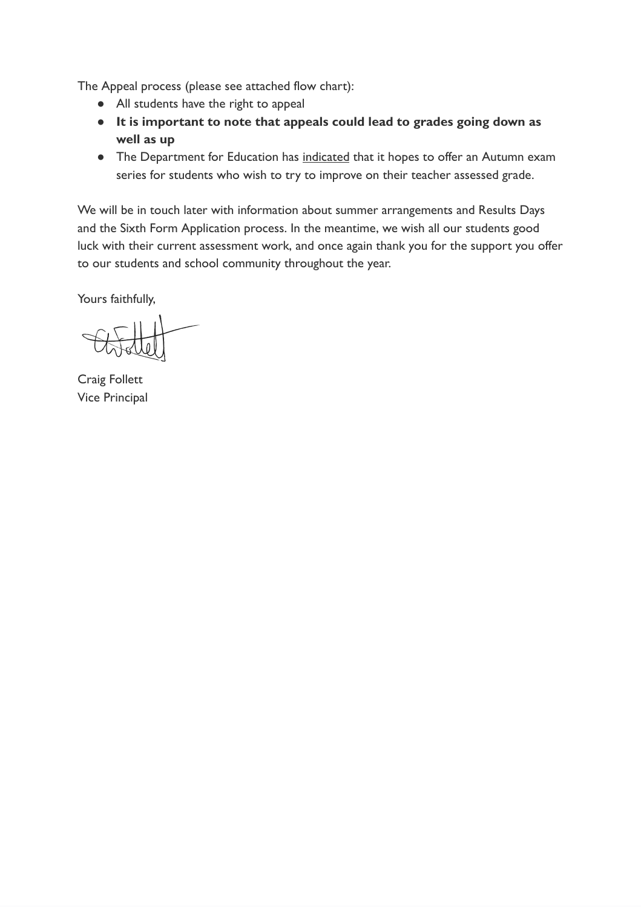The Appeal process (please see attached flow chart):

- All students have the right to appeal
- **It is important to note that appeals could lead to grades going down as well as up**
- The Department for Education has indicated that it hopes to offer an Autumn exam series for students who wish to try to improve on their teacher assessed grade.

We will be in touch later with information about summer arrangements and Results Days and the Sixth Form Application process. In the meantime, we wish all our students good luck with their current assessment work, and once again thank you for the support you offer to our students and school community throughout the year.

Yours faithfully,

Craig Follett
Vice Principal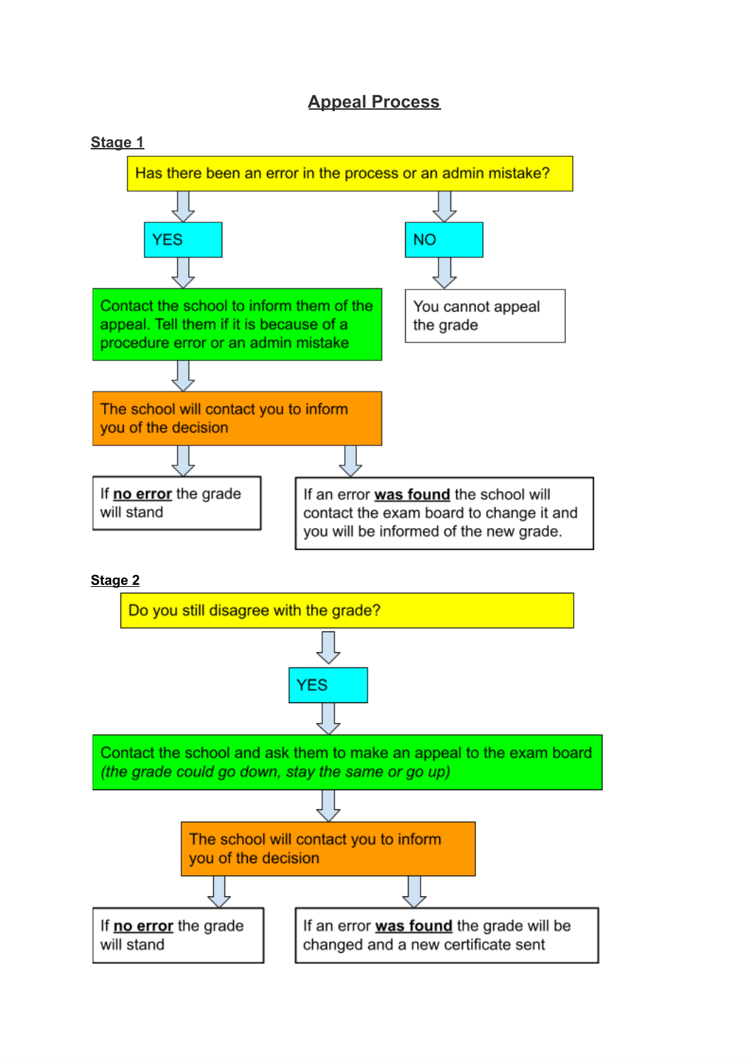# Appeal Process

## Stage 1

Has there been an error in the process or an admin mistake?

YES

NO

Contact the school to inform them of the appeal. Tell them if it is because of a procedure error or an admin mistake

You cannot appeal the grade

The school will contact you to inform you of the decision

If **no error** the grade will stand

If an error **was found** the school will contact the exam board to change it and you will be informed of the new grade.

## Stage 2

Do you still disagree with the grade?

YES

Contact the school and ask them to make an appeal to the exam board *(the grade could go down, stay the same or go up)*

The school will contact you to inform you of the decision

If **no error** the grade will stand

If an error **was found** the grade will be changed and a new certificate sent